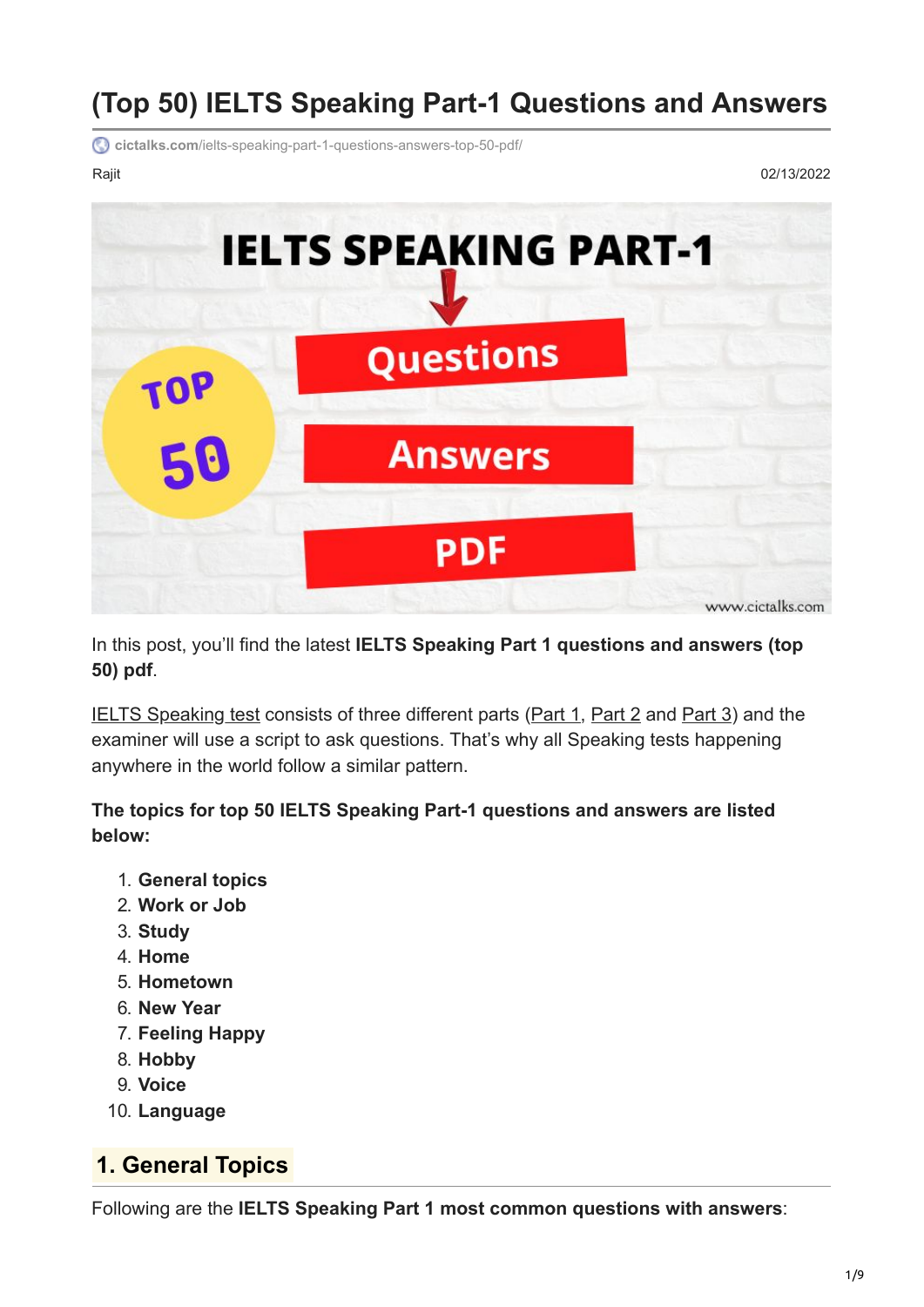# (Top 50) IELTS Speaking Part-1 Questions and Answers

cictalks.com/ielts-speaking-part-1-questions-answers-top-50-pdf/

Rajit 02/13/2022

In this post, you'll find the latest **IELTS Speaking Part 1 questions and answers (top 50) pdf**.

IELTS Speaking test consists of three different parts (Part 1, Part 2 and Part 3) and the examiner will use a script to ask questions. That's why all Speaking tests happening anywhere in the world follow a similar pattern.

**The topics for top 50 IELTS Speaking Part-1 questions and answers are listed below:**

1. **General topics**
2. **Work or Job**
3. **Study**
4. **Home**
5. **Hometown**
6. **New Year**
7. **Feeling Happy**
8. **Hobby**
9. **Voice**
10. **Language**

## 1. General Topics

Following are the **IELTS Speaking Part 1 most common questions with answers**: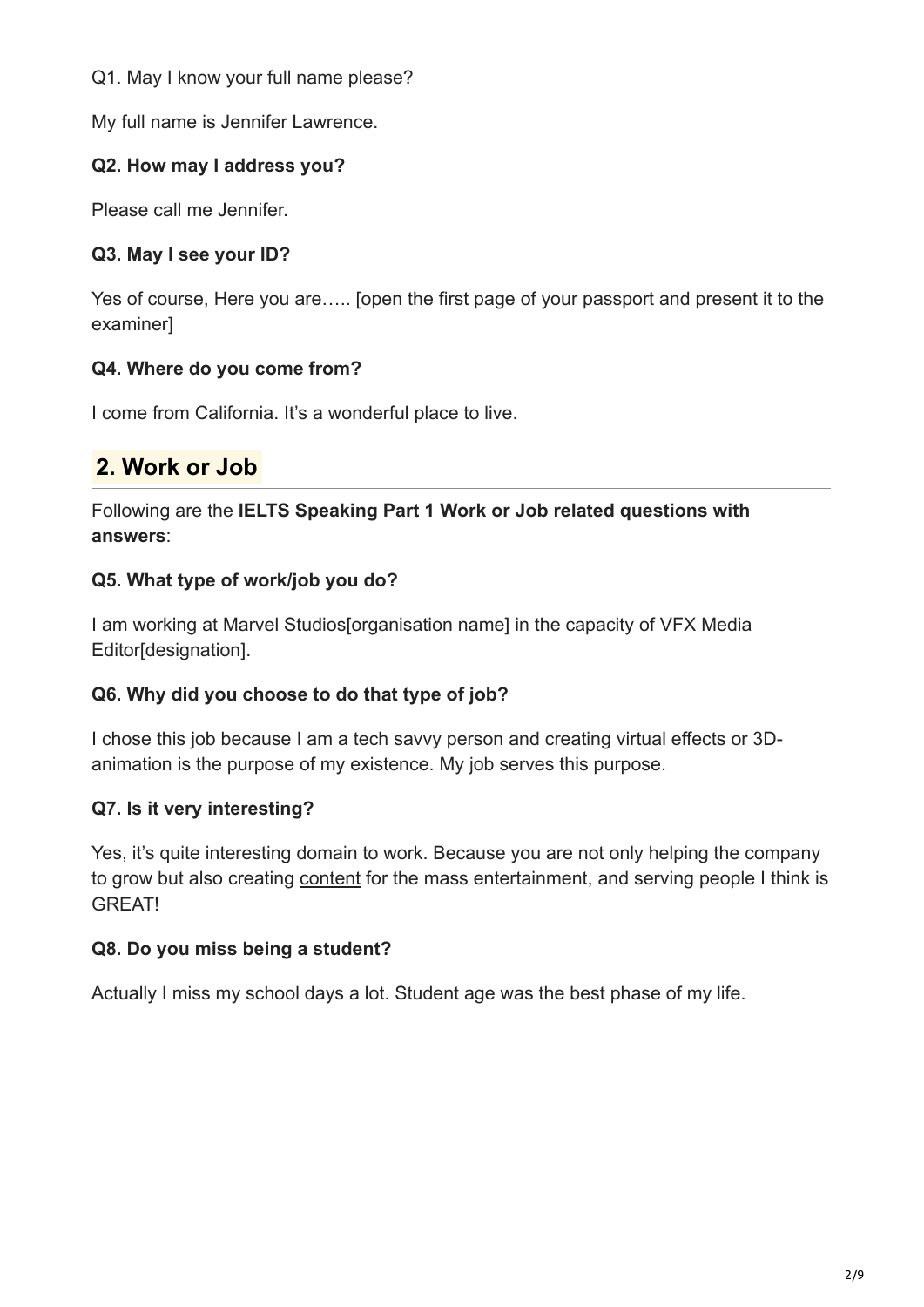Q1. May I know your full name please?

My full name is Jennifer Lawrence.

**Q2. How may I address you?**

Please call me Jennifer.

**Q3. May I see your ID?**

Yes of course, Here you are….. [open the first page of your passport and present it to the examiner]

**Q4. Where do you come from?**

I come from California. It's a wonderful place to live.

## 2. Work or Job

Following are the **IELTS Speaking Part 1 Work or Job related questions with answers**:

**Q5. What type of work/job you do?**

I am working at Marvel Studios[organisation name] in the capacity of VFX Media Editor[designation].

**Q6. Why did you choose to do that type of job?**

I chose this job because I am a tech savvy person and creating virtual effects or 3D-animation is the purpose of my existence. My job serves this purpose.

**Q7. Is it very interesting?**

Yes, it's quite interesting domain to work. Because you are not only helping the company to grow but also creating content for the mass entertainment, and serving people I think is GREAT!

**Q8. Do you miss being a student?**

Actually I miss my school days a lot. Student age was the best phase of my life.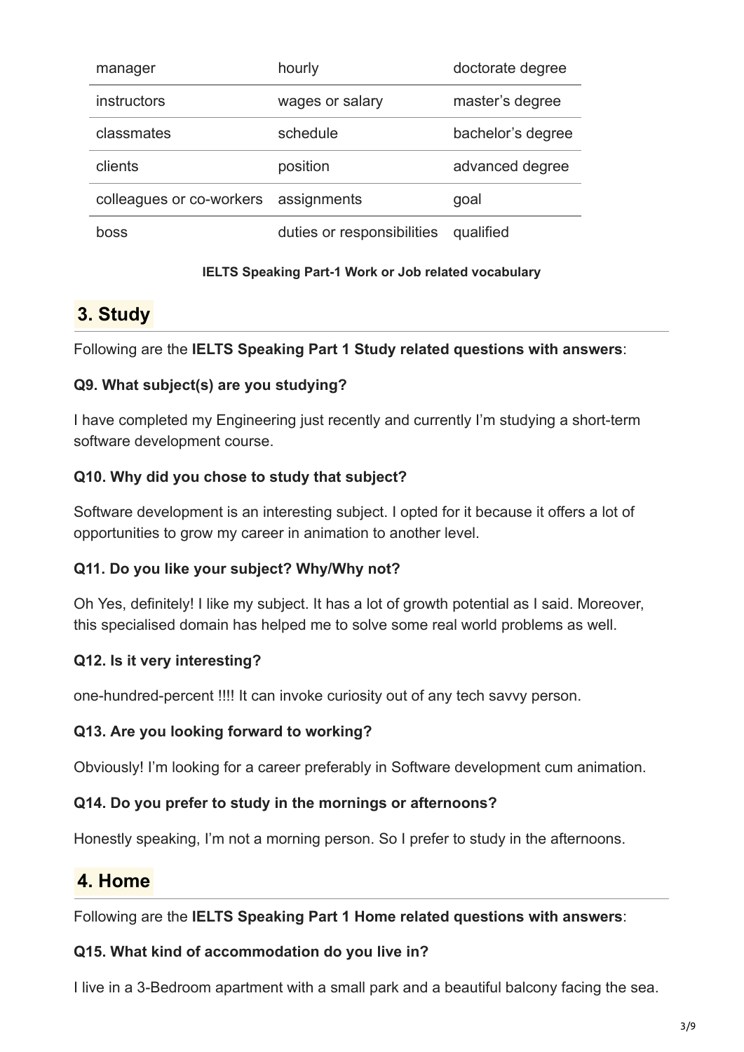| manager | hourly | doctorate degree |
| --- | --- | --- |
| instructors | wages or salary | master's degree |
| classmates | schedule | bachelor's degree |
| clients | position | advanced degree |
| colleagues or co-workers | assignments | goal |
| boss | duties or responsibilities | qualified |

**IELTS Speaking Part-1 Work or Job related vocabulary**

## 3. Study

Following are the **IELTS Speaking Part 1 Study related questions with answers**:

**Q9. What subject(s) are you studying?**

I have completed my Engineering just recently and currently I'm studying a short-term software development course.

**Q10. Why did you chose to study that subject?**

Software development is an interesting subject. I opted for it because it offers a lot of opportunities to grow my career in animation to another level.

**Q11. Do you like your subject? Why/Why not?**

Oh Yes, definitely! I like my subject. It has a lot of growth potential as I said. Moreover, this specialised domain has helped me to solve some real world problems as well.

**Q12. Is it very interesting?**

one-hundred-percent !!!! It can invoke curiosity out of any tech savvy person.

**Q13. Are you looking forward to working?**

Obviously! I'm looking for a career preferably in Software development cum animation.

**Q14. Do you prefer to study in the mornings or afternoons?**

Honestly speaking, I'm not a morning person. So I prefer to study in the afternoons.

## 4. Home

Following are the **IELTS Speaking Part 1 Home related questions with answers**:

**Q15. What kind of accommodation do you live in?**

I live in a 3-Bedroom apartment with a small park and a beautiful balcony facing the sea.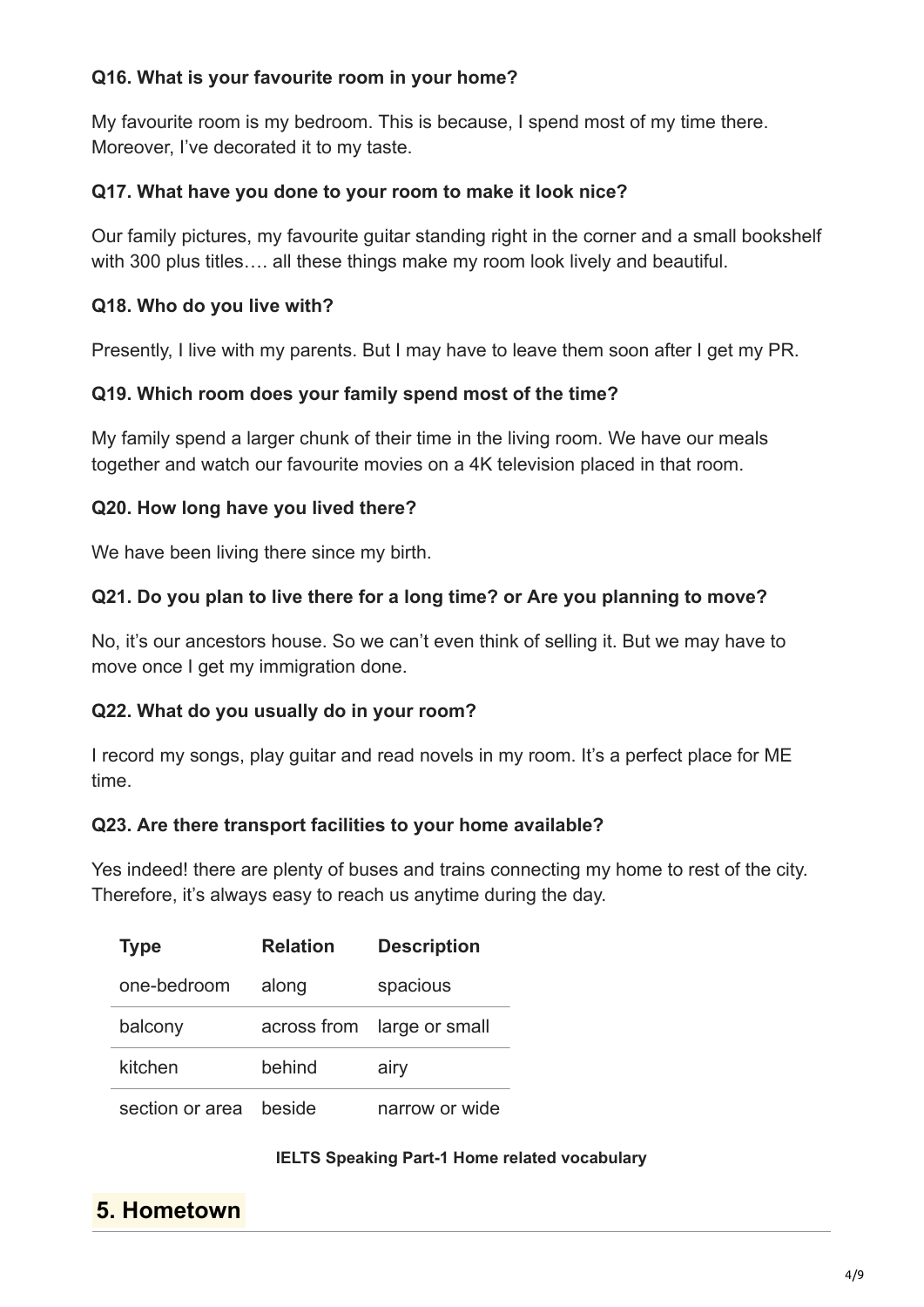**Q16. What is your favourite room in your home?**

My favourite room is my bedroom. This is because, I spend most of my time there. Moreover, I've decorated it to my taste.

**Q17. What have you done to your room to make it look nice?**

Our family pictures, my favourite guitar standing right in the corner and a small bookshelf with 300 plus titles…. all these things make my room look lively and beautiful.

**Q18. Who do you live with?**

Presently, I live with my parents. But I may have to leave them soon after I get my PR.

**Q19. Which room does your family spend most of the time?**

My family spend a larger chunk of their time in the living room. We have our meals together and watch our favourite movies on a 4K television placed in that room.

**Q20. How long have you lived there?**

We have been living there since my birth.

**Q21. Do you plan to live there for a long time? or Are you planning to move?**

No, it's our ancestors house. So we can't even think of selling it. But we may have to move once I get my immigration done.

**Q22. What do you usually do in your room?**

I record my songs, play guitar and read novels in my room. It's a perfect place for ME time.

**Q23. Are there transport facilities to your home available?**

Yes indeed! there are plenty of buses and trains connecting my home to rest of the city. Therefore, it's always easy to reach us anytime during the day.

| Type | Relation | Description |
| --- | --- | --- |
| one-bedroom | along | spacious |
| balcony | across from | large or small |
| kitchen | behind | airy |
| section or area | beside | narrow or wide |

**IELTS Speaking Part-1 Home related vocabulary**

## 5. Hometown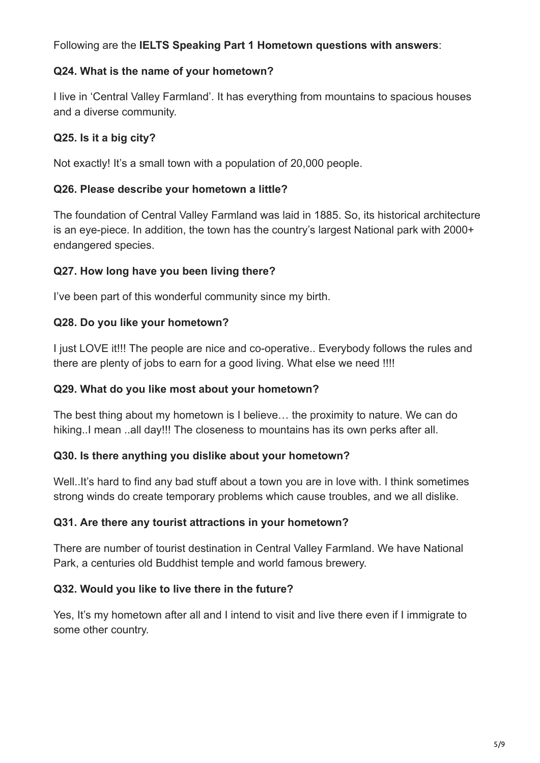Following are the **IELTS Speaking Part 1 Hometown questions with answers**:

**Q24. What is the name of your hometown?**

I live in 'Central Valley Farmland'. It has everything from mountains to spacious houses and a diverse community.

**Q25. Is it a big city?**

Not exactly! It's a small town with a population of 20,000 people.

**Q26. Please describe your hometown a little?**

The foundation of Central Valley Farmland was laid in 1885. So, its historical architecture is an eye-piece. In addition, the town has the country's largest National park with 2000+ endangered species.

**Q27. How long have you been living there?**

I've been part of this wonderful community since my birth.

**Q28. Do you like your hometown?**

I just LOVE it!!! The people are nice and co-operative.. Everybody follows the rules and there are plenty of jobs to earn for a good living. What else we need !!!!

**Q29. What do you like most about your hometown?**

The best thing about my hometown is I believe… the proximity to nature. We can do hiking..I mean ..all day!!! The closeness to mountains has its own perks after all.

**Q30. Is there anything you dislike about your hometown?**

Well..It's hard to find any bad stuff about a town you are in love with. I think sometimes strong winds do create temporary problems which cause troubles, and we all dislike.

**Q31. Are there any tourist attractions in your hometown?**

There are number of tourist destination in Central Valley Farmland. We have National Park, a centuries old Buddhist temple and world famous brewery.

**Q32. Would you like to live there in the future?**

Yes, It's my hometown after all and I intend to visit and live there even if I immigrate to some other country.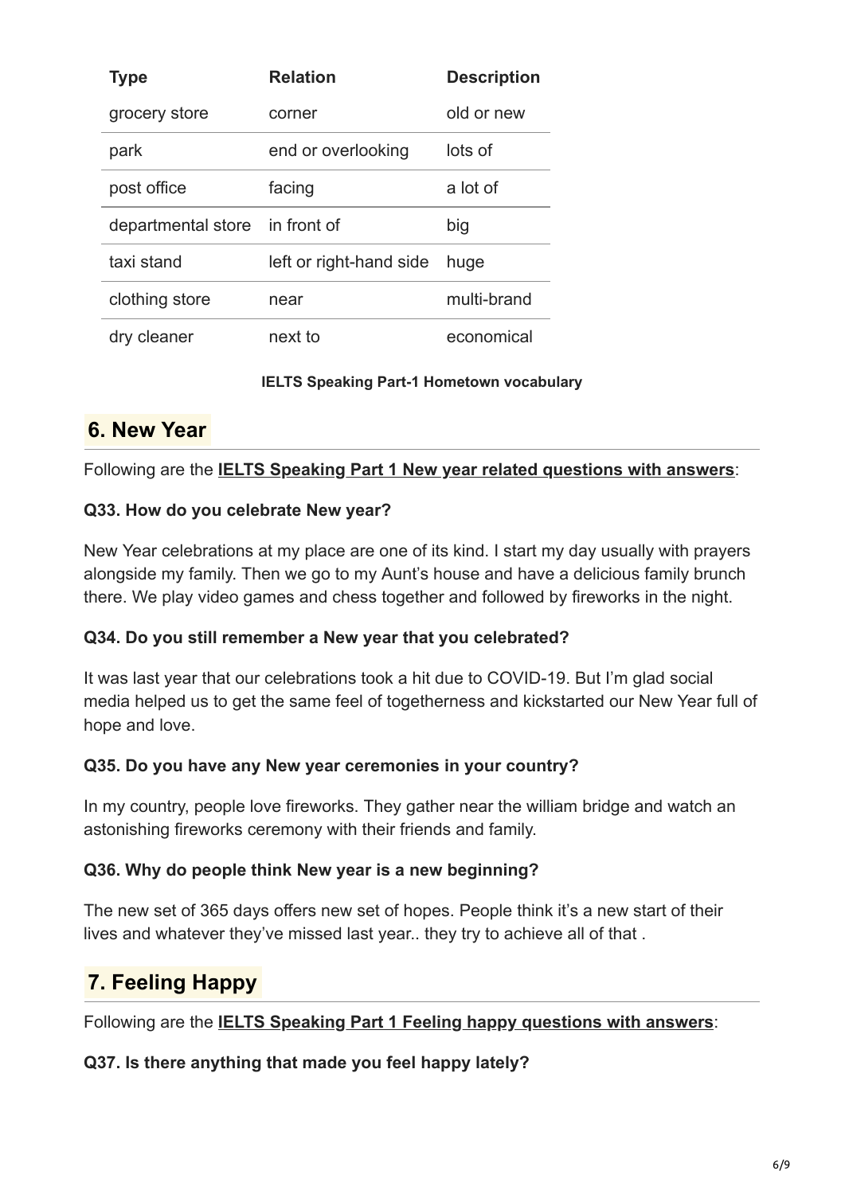| Type | Relation | Description |
|---|---|---|
| grocery store | corner | old or new |
| park | end or overlooking | lots of |
| post office | facing | a lot of |
| departmental store | in front of | big |
| taxi stand | left or right-hand side | huge |
| clothing store | near | multi-brand |
| dry cleaner | next to | economical |

**IELTS Speaking Part-1 Hometown vocabulary**

## 6. New Year

Following are the **IELTS Speaking Part 1 New year related questions with answers**:

**Q33. How do you celebrate New year?**

New Year celebrations at my place are one of its kind. I start my day usually with prayers alongside my family. Then we go to my Aunt's house and have a delicious family brunch there. We play video games and chess together and followed by fireworks in the night.

**Q34. Do you still remember a New year that you celebrated?**

It was last year that our celebrations took a hit due to COVID-19. But I'm glad social media helped us to get the same feel of togetherness and kickstarted our New Year full of hope and love.

**Q35. Do you have any New year ceremonies in your country?**

In my country, people love fireworks. They gather near the william bridge and watch an astonishing fireworks ceremony with their friends and family.

**Q36. Why do people think New year is a new beginning?**

The new set of 365 days offers new set of hopes. People think it's a new start of their lives and whatever they've missed last year.. they try to achieve all of that .

## 7. Feeling Happy

Following are the **IELTS Speaking Part 1 Feeling happy questions with answers**:

**Q37. Is there anything that made you feel happy lately?**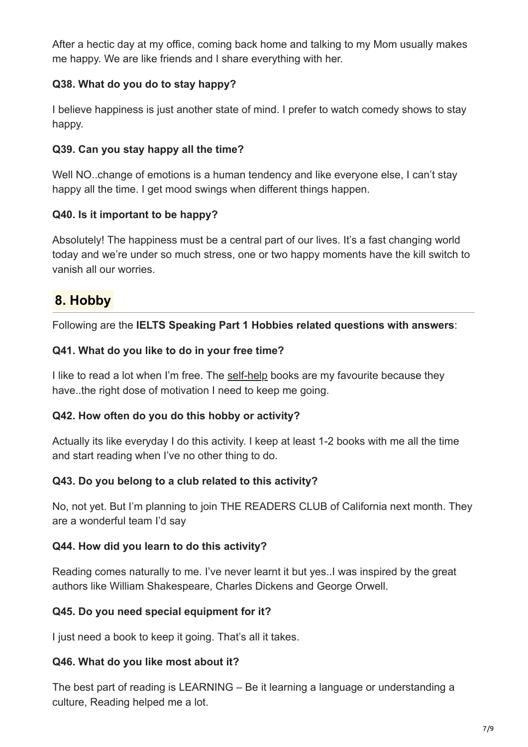After a hectic day at my office, coming back home and talking to my Mom usually makes me happy. We are like friends and I share everything with her.

**Q38. What do you do to stay happy?**

I believe happiness is just another state of mind. I prefer to watch comedy shows to stay happy.

**Q39. Can you stay happy all the time?**

Well NO..change of emotions is a human tendency and like everyone else, I can't stay happy all the time. I get mood swings when different things happen.

**Q40. Is it important to be happy?**

Absolutely! The happiness must be a central part of our lives. It's a fast changing world today and we're under so much stress, one or two happy moments have the kill switch to vanish all our worries.

## 8. Hobby

Following are the **IELTS Speaking Part 1 Hobbies related questions with answers**:

**Q41. What do you like to do in your free time?**

I like to read a lot when I'm free. The self-help books are my favourite because they have..the right dose of motivation I need to keep me going.

**Q42. How often do you do this hobby or activity?**

Actually its like everyday I do this activity. I keep at least 1-2 books with me all the time and start reading when I've no other thing to do.

**Q43. Do you belong to a club related to this activity?**

No, not yet. But I'm planning to join THE READERS CLUB of California next month. They are a wonderful team I'd say

**Q44. How did you learn to do this activity?**

Reading comes naturally to me. I've never learnt it but yes..I was inspired by the great authors like William Shakespeare, Charles Dickens and George Orwell.

**Q45. Do you need special equipment for it?**

I just need a book to keep it going. That's all it takes.

**Q46. What do you like most about it?**

The best part of reading is LEARNING – Be it learning a language or understanding a culture, Reading helped me a lot.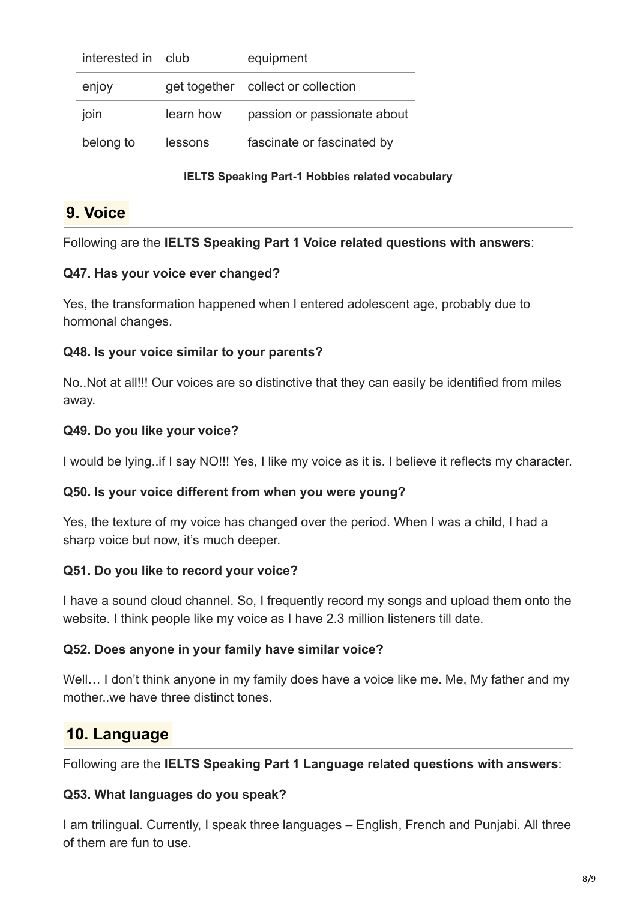| interested in | club | equipment |
| --- | --- | --- |
| enjoy | get together | collect or collection |
| join | learn how | passion or passionate about |
| belong to | lessons | fascinate or fascinated by |

**IELTS Speaking Part-1 Hobbies related vocabulary**

## 9. Voice

Following are the **IELTS Speaking Part 1 Voice related questions with answers**:

**Q47. Has your voice ever changed?**

Yes, the transformation happened when I entered adolescent age, probably due to hormonal changes.

**Q48. Is your voice similar to your parents?**

No..Not at all!!! Our voices are so distinctive that they can easily be identified from miles away.

**Q49. Do you like your voice?**

I would be lying..if I say NO!!! Yes, I like my voice as it is. I believe it reflects my character.

**Q50. Is your voice different from when you were young?**

Yes, the texture of my voice has changed over the period. When I was a child, I had a sharp voice but now, it's much deeper.

**Q51. Do you like to record your voice?**

I have a sound cloud channel. So, I frequently record my songs and upload them onto the website. I think people like my voice as I have 2.3 million listeners till date.

**Q52. Does anyone in your family have similar voice?**

Well… I don't think anyone in my family does have a voice like me. Me, My father and my mother..we have three distinct tones.

## 10. Language

Following are the **IELTS Speaking Part 1 Language related questions with answers**:

**Q53. What languages do you speak?**

I am trilingual. Currently, I speak three languages – English, French and Punjabi. All three of them are fun to use.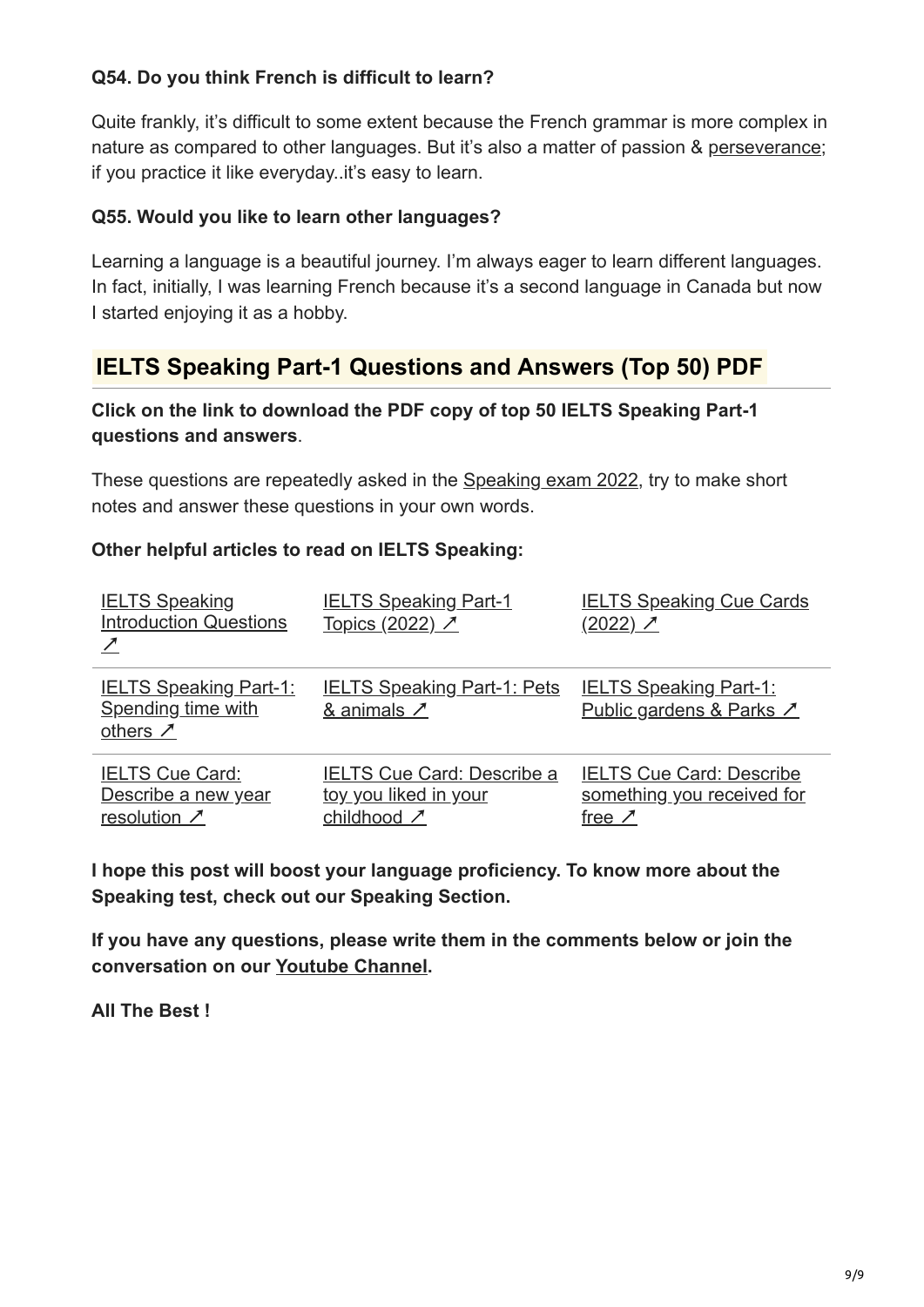**Q54. Do you think French is difficult to learn?**

Quite frankly, it's difficult to some extent because the French grammar is more complex in nature as compared to other languages. But it's also a matter of passion & perseverance; if you practice it like everyday..it's easy to learn.

**Q55. Would you like to learn other languages?**

Learning a language is a beautiful journey. I'm always eager to learn different languages. In fact, initially, I was learning French because it's a second language in Canada but now I started enjoying it as a hobby.

## IELTS Speaking Part-1 Questions and Answers (Top 50) PDF

**Click on the link to download the PDF copy of top 50 IELTS Speaking Part-1 questions and answers**.

These questions are repeatedly asked in the Speaking exam 2022, try to make short notes and answer these questions in your own words.

**Other helpful articles to read on IELTS Speaking:**

| | | |
|---|---|---|
| IELTS Speaking Introduction Questions ↗ | IELTS Speaking Part-1 Topics (2022) ↗ | IELTS Speaking Cue Cards (2022) ↗ |
| IELTS Speaking Part-1: Spending time with others ↗ | IELTS Speaking Part-1: Pets & animals ↗ | IELTS Speaking Part-1: Public gardens & Parks ↗ |
| IELTS Cue Card: Describe a new year resolution ↗ | IELTS Cue Card: Describe a toy you liked in your childhood ↗ | IELTS Cue Card: Describe something you received for free ↗ |

**I hope this post will boost your language proficiency. To know more about the Speaking test, check out our Speaking Section.**

**If you have any questions, please write them in the comments below or join the conversation on our Youtube Channel.**

**All The Best !**